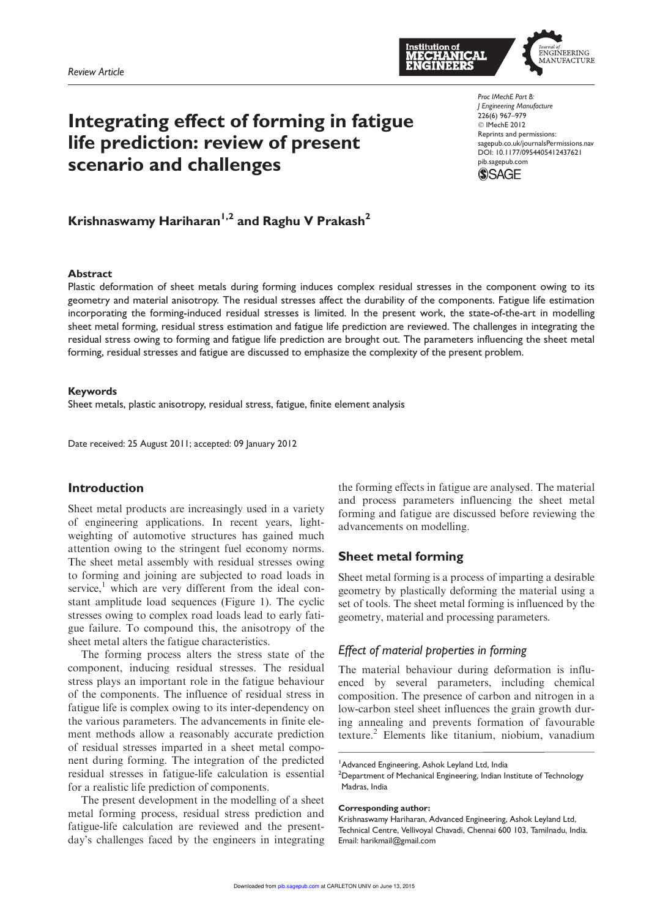*Review Article*

# Integrating effect of forming in fatigue life prediction: review of present scenario and challenges

**Krishnaswamy Hariharan[1,2] and Raghu V Prakash[2]**

### Abstract

Plastic deformation of sheet metals during forming induces complex residual stresses in the component owing to its geometry and material anisotropy. The residual stresses affect the durability of the components. Fatigue life estimation incorporating the forming-induced residual stresses is limited. In the present work, the state-of-the-art in modelling sheet metal forming, residual stress estimation and fatigue life prediction are reviewed. The challenges in integrating the residual stress owing to forming and fatigue life prediction are brought out. The parameters influencing the sheet metal forming, residual stresses and fatigue are discussed to emphasize the complexity of the present problem.

### Keywords

Sheet metals, plastic anisotropy, residual stress, fatigue, finite element analysis

Date received: 25 August 2011; accepted: 09 January 2012

## Introduction

Sheet metal products are increasingly used in a variety of engineering applications. In recent years, lightweighting of automotive structures has gained much attention owing to the stringent fuel economy norms. The sheet metal assembly with residual stresses owing to forming and joining are subjected to road loads in service,[1] which are very different from the ideal constant amplitude load sequences (Figure 1). The cyclic stresses owing to complex road loads lead to early fatigue failure. To compound this, the anisotropy of the sheet metal alters the fatigue characteristics.

The forming process alters the stress state of the component, inducing residual stresses. The residual stress plays an important role in the fatigue behaviour of the components. The influence of residual stress in fatigue life is complex owing to its inter-dependency on the various parameters. The advancements in finite element methods allow a reasonably accurate prediction of residual stresses imparted in a sheet metal component during forming. The integration of the predicted residual stresses in fatigue-life calculation is essential for a realistic life prediction of components.

The present development in the modelling of a sheet metal forming process, residual stress prediction and fatigue-life calculation are reviewed and the present-day's challenges faced by the engineers in integrating the forming effects in fatigue are analysed. The material and process parameters influencing the sheet metal forming and fatigue are discussed before reviewing the advancements on modelling.

## Sheet metal forming

Sheet metal forming is a process of imparting a desirable geometry by plastically deforming the material using a set of tools. The sheet metal forming is influenced by the geometry, material and processing parameters.

### *Effect of material properties in forming*

The material behaviour during deformation is influenced by several parameters, including chemical composition. The presence of carbon and nitrogen in a low-carbon steel sheet influences the grain growth during annealing and prevents formation of favourable texture.[2] Elements like titanium, niobium, vanadium

[1]Advanced Engineering, Ashok Leyland Ltd, India
[2]Department of Mechanical Engineering, Indian Institute of Technology Madras, India

**Corresponding author:**
Krishnaswamy Hariharan, Advanced Engineering, Ashok Leyland Ltd, Technical Centre, Vellivoyal Chavadi, Chennai 600 103, Tamilnadu, India.
Email: harikmail@gmail.com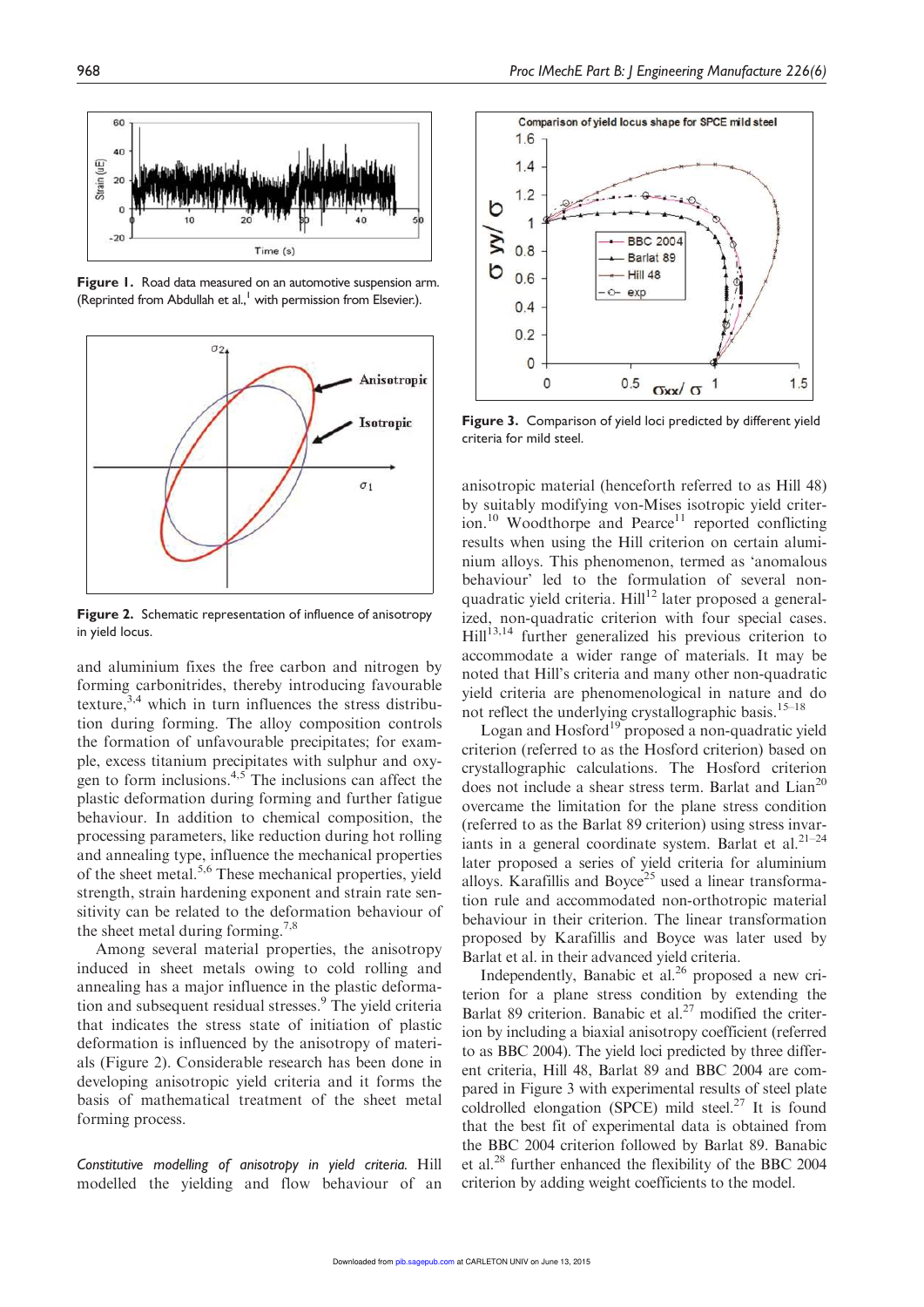Figure 1. Road data measured on an automotive suspension arm. (Reprinted from Abdullah et al.,[1] with permission from Elsevier.).

Figure 2. Schematic representation of influence of anisotropy in yield locus.

and aluminium fixes the free carbon and nitrogen by forming carbonitrides, thereby introducing favourable texture,[3,4] which in turn influences the stress distribution during forming. The alloy composition controls the formation of unfavourable precipitates; for example, excess titanium precipitates with sulphur and oxygen to form inclusions.[4,5] The inclusions can affect the plastic deformation during forming and further fatigue behaviour. In addition to chemical composition, the processing parameters, like reduction during hot rolling and annealing type, influence the mechanical properties of the sheet metal.[5,6] These mechanical properties, yield strength, strain hardening exponent and strain rate sensitivity can be related to the deformation behaviour of the sheet metal during forming.[7,8]

Among several material properties, the anisotropy induced in sheet metals owing to cold rolling and annealing has a major influence in the plastic deformation and subsequent residual stresses.[9] The yield criteria that indicates the stress state of initiation of plastic deformation is influenced by the anisotropy of materials (Figure 2). Considerable research has been done in developing anisotropic yield criteria and it forms the basis of mathematical treatment of the sheet metal forming process.

*Constitutive modelling of anisotropy in yield criteria.* Hill modelled the yielding and flow behaviour of an anisotropic material (henceforth referred to as Hill 48) by suitably modifying von-Mises isotropic yield criterion.[10] Woodthorpe and Pearce[11] reported conflicting results when using the Hill criterion on certain aluminium alloys. This phenomenon, termed as 'anomalous behaviour' led to the formulation of several non-quadratic yield criteria. Hill[12] later proposed a generalized, non-quadratic criterion with four special cases. Hill[13,14] further generalized his previous criterion to accommodate a wider range of materials. It may be noted that Hill's criteria and many other non-quadratic yield criteria are phenomenological in nature and do not reflect the underlying crystallographic basis.[15–18]

Logan and Hosford[19] proposed a non-quadratic yield criterion (referred to as the Hosford criterion) based on crystallographic calculations. The Hosford criterion does not include a shear stress term. Barlat and Lian[20] overcame the limitation for the plane stress condition (referred to as the Barlat 89 criterion) using stress invariants in a general coordinate system. Barlat et al.[21–24] later proposed a series of yield criteria for aluminium alloys. Karafillis and Boyce[25] used a linear transformation rule and accommodated non-orthotropic material behaviour in their criterion. The linear transformation proposed by Karafillis and Boyce was later used by Barlat et al. in their advanced yield criteria.

Independently, Banabic et al.[26] proposed a new criterion for a plane stress condition by extending the Barlat 89 criterion. Banabic et al.[27] modified the criterion by including a biaxial anisotropy coefficient (referred to as BBC 2004). The yield loci predicted by three different criteria, Hill 48, Barlat 89 and BBC 2004 are compared in Figure 3 with experimental results of steel plate coldrolled elongation (SPCE) mild steel.[27] It is found that the best fit of experimental data is obtained from the BBC 2004 criterion followed by Barlat 89. Banabic et al.[28] further enhanced the flexibility of the BBC 2004 criterion by adding weight coefficients to the model.

Figure 3. Comparison of yield loci predicted by different yield criteria for mild steel.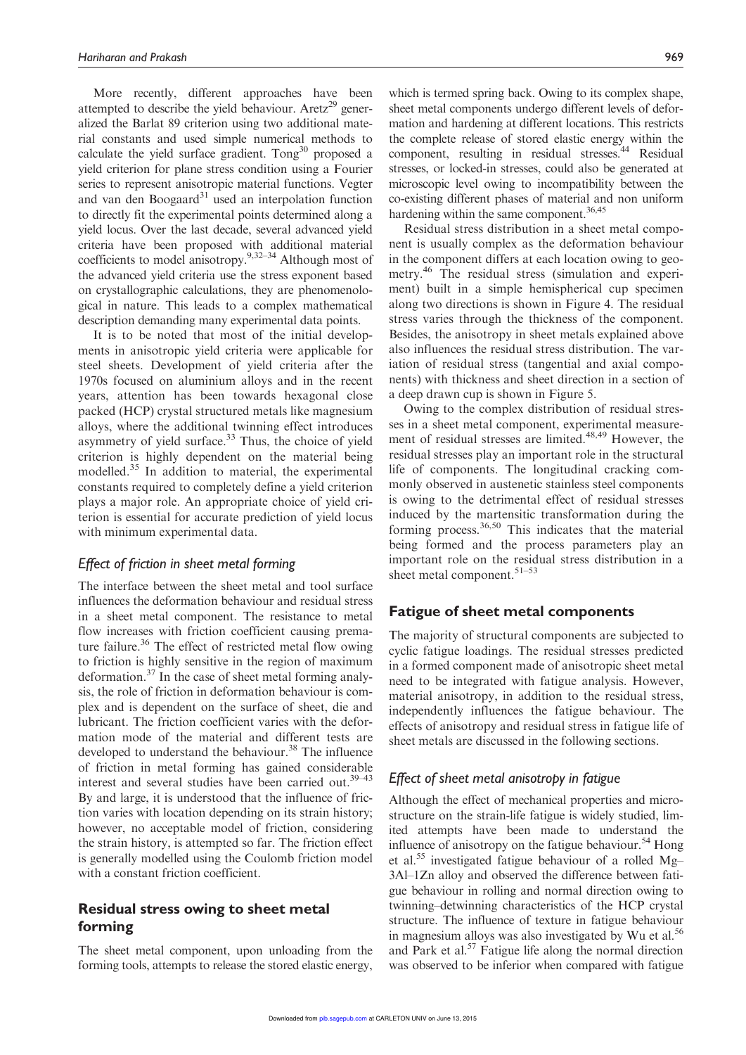More recently, different approaches have been attempted to describe the yield behaviour. Aretz[29] generalized the Barlat 89 criterion using two additional material constants and used simple numerical methods to calculate the yield surface gradient. Tong[30] proposed a yield criterion for plane stress condition using a Fourier series to represent anisotropic material functions. Vegter and van den Boogaard[31] used an interpolation function to directly fit the experimental points determined along a yield locus. Over the last decade, several advanced yield criteria have been proposed with additional material coefficients to model anisotropy.[9,32–34] Although most of the advanced yield criteria use the stress exponent based on crystallographic calculations, they are phenomenological in nature. This leads to a complex mathematical description demanding many experimental data points.

It is to be noted that most of the initial developments in anisotropic yield criteria were applicable for steel sheets. Development of yield criteria after the 1970s focused on aluminium alloys and in the recent years, attention has been towards hexagonal close packed (HCP) crystal structured metals like magnesium alloys, where the additional twinning effect introduces asymmetry of yield surface.[33] Thus, the choice of yield criterion is highly dependent on the material being modelled.[35] In addition to material, the experimental constants required to completely define a yield criterion plays a major role. An appropriate choice of yield criterion is essential for accurate prediction of yield locus with minimum experimental data.

### *Effect of friction in sheet metal forming*

The interface between the sheet metal and tool surface influences the deformation behaviour and residual stress in a sheet metal component. The resistance to metal flow increases with friction coefficient causing premature failure.[36] The effect of restricted metal flow owing to friction is highly sensitive in the region of maximum deformation.[37] In the case of sheet metal forming analysis, the role of friction in deformation behaviour is complex and is dependent on the surface of sheet, die and lubricant. The friction coefficient varies with the deformation mode of the material and different tests are developed to understand the behaviour.[38] The influence of friction in metal forming has gained considerable interest and several studies have been carried out.[39–43] By and large, it is understood that the influence of friction varies with location depending on its strain history; however, no acceptable model of friction, considering the strain history, is attempted so far. The friction effect is generally modelled using the Coulomb friction model with a constant friction coefficient.

## Residual stress owing to sheet metal forming

The sheet metal component, upon unloading from the forming tools, attempts to release the stored elastic energy, which is termed spring back. Owing to its complex shape, sheet metal components undergo different levels of deformation and hardening at different locations. This restricts the complete release of stored elastic energy within the component, resulting in residual stresses.[44] Residual stresses, or locked-in stresses, could also be generated at microscopic level owing to incompatibility between the co-existing different phases of material and non uniform hardening within the same component.[36,45]

Residual stress distribution in a sheet metal component is usually complex as the deformation behaviour in the component differs at each location owing to geometry.[46] The residual stress (simulation and experiment) built in a simple hemispherical cup specimen along two directions is shown in Figure 4. The residual stress varies through the thickness of the component. Besides, the anisotropy in sheet metals explained above also influences the residual stress distribution. The variation of residual stress (tangential and axial components) with thickness and sheet direction in a section of a deep drawn cup is shown in Figure 5.

Owing to the complex distribution of residual stresses in a sheet metal component, experimental measurement of residual stresses are limited.[48,49] However, the residual stresses play an important role in the structural life of components. The longitudinal cracking commonly observed in austenetic stainless steel components is owing to the detrimental effect of residual stresses induced by the martensitic transformation during the forming process.[36,50] This indicates that the material being formed and the process parameters play an important role on the residual stress distribution in a sheet metal component.[51–53]

## Fatigue of sheet metal components

The majority of structural components are subjected to cyclic fatigue loadings. The residual stresses predicted in a formed component made of anisotropic sheet metal need to be integrated with fatigue analysis. However, material anisotropy, in addition to the residual stress, independently influences the fatigue behaviour. The effects of anisotropy and residual stress in fatigue life of sheet metals are discussed in the following sections.

### *Effect of sheet metal anisotropy in fatigue*

Although the effect of mechanical properties and microstructure on the strain-life fatigue is widely studied, limited attempts have been made to understand the influence of anisotropy on the fatigue behaviour.[54] Hong et al.[55] investigated fatigue behaviour of a rolled Mg–3Al–1Zn alloy and observed the difference between fatigue behaviour in rolling and normal direction owing to twinning–detwinning characteristics of the HCP crystal structure. The influence of texture in fatigue behaviour in magnesium alloys was also investigated by Wu et al.[56] and Park et al.[57] Fatigue life along the normal direction was observed to be inferior when compared with fatigue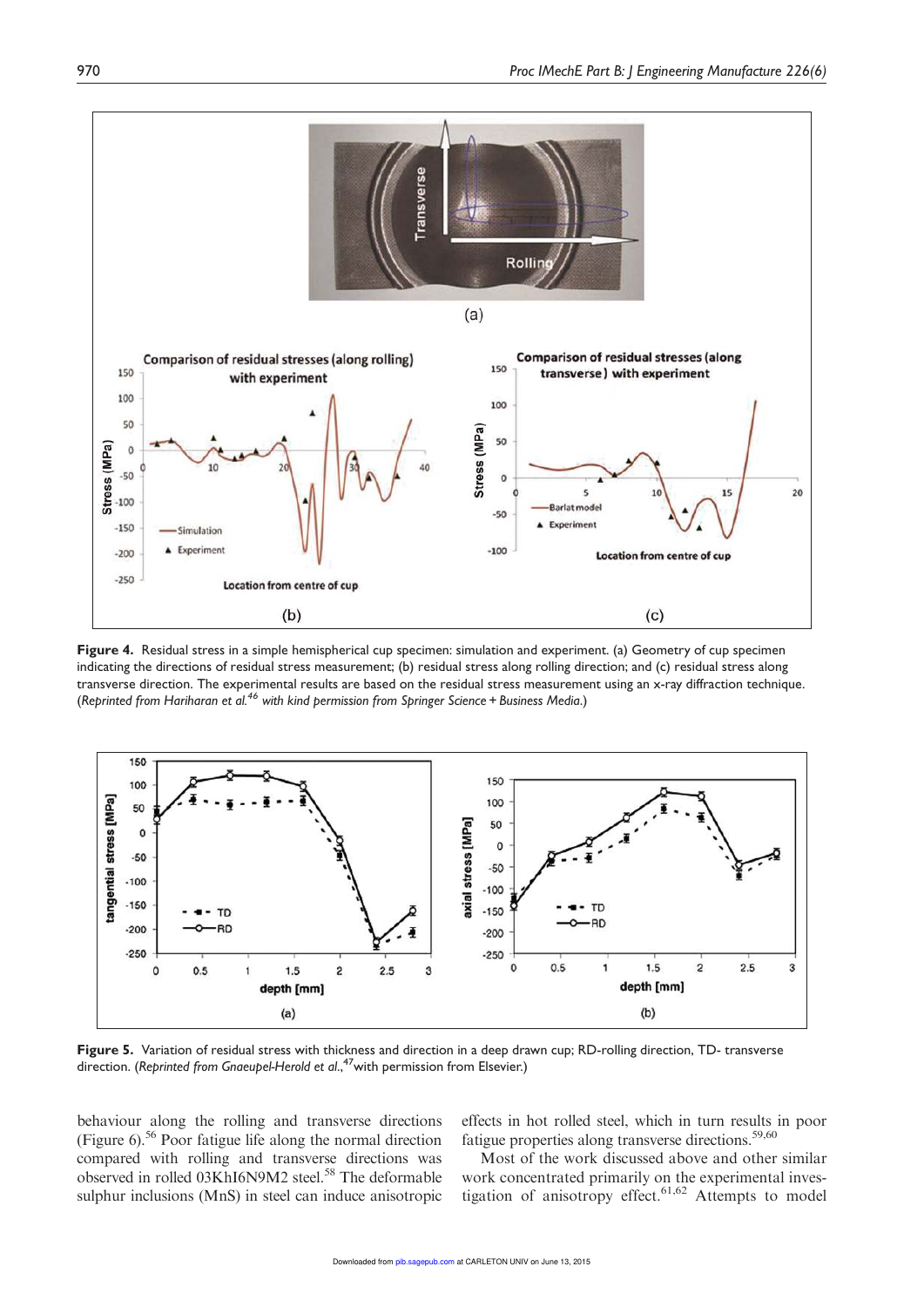Figure 4. Residual stress in a simple hemispherical cup specimen: simulation and experiment. (a) Geometry of cup specimen indicating the directions of residual stress measurement; (b) residual stress along rolling direction; and (c) residual stress along transverse direction. The experimental results are based on the residual stress measurement using an x-ray diffraction technique. (*Reprinted from Hariharan et al.*[46] *with kind permission from Springer Science + Business Media.*)

Figure 5. Variation of residual stress with thickness and direction in a deep drawn cup; RD-rolling direction, TD- transverse direction. (*Reprinted from Gnaeupel-Herold et al.*,[47] with permission from Elsevier.)

behaviour along the rolling and transverse directions (Figure 6).[56] Poor fatigue life along the normal direction compared with rolling and transverse directions was observed in rolled 03KhI6N9M2 steel.[58] The deformable sulphur inclusions (MnS) in steel can induce anisotropic effects in hot rolled steel, which in turn results in poor fatigue properties along transverse directions.[59,60]

Most of the work discussed above and other similar work concentrated primarily on the experimental investigation of anisotropy effect.[61,62] Attempts to model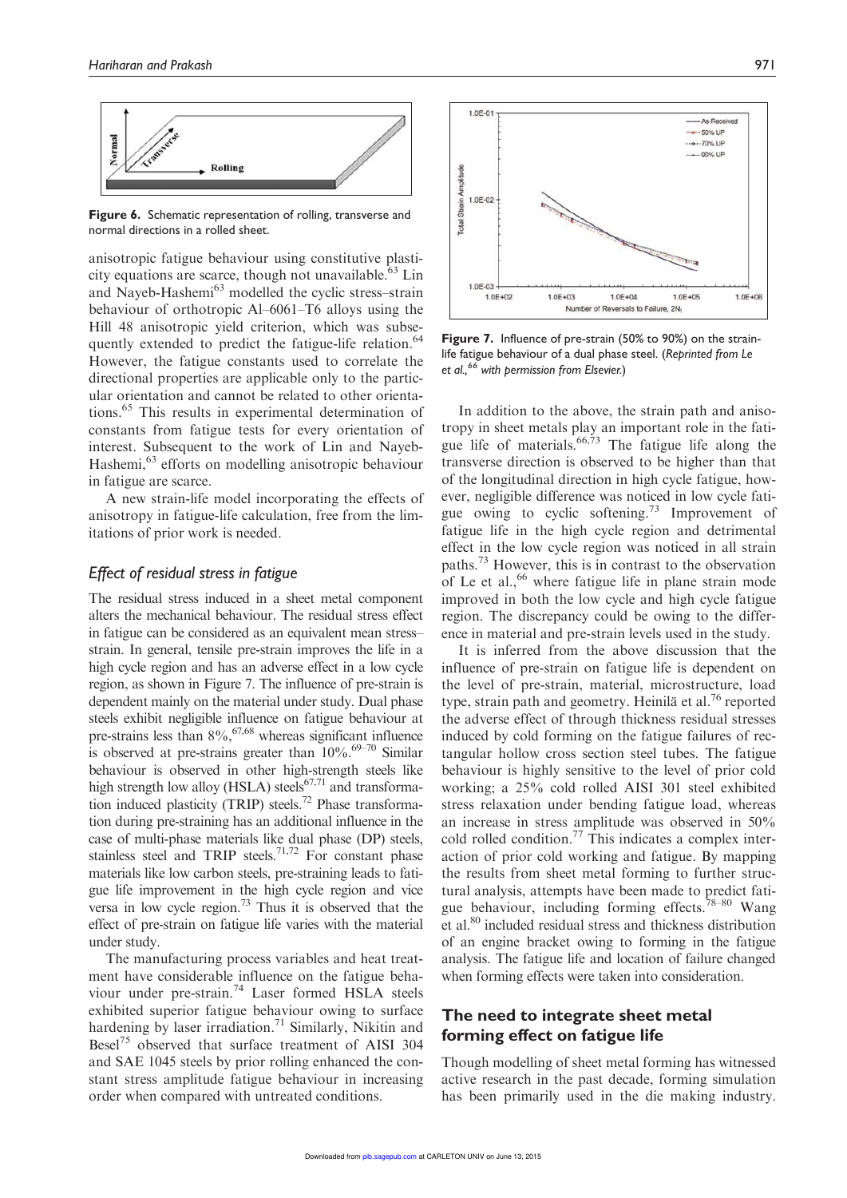Figure 6. Schematic representation of rolling, transverse and normal directions in a rolled sheet.

anisotropic fatigue behaviour using constitutive plasticity equations are scarce, though not unavailable.[63] Lin and Nayeb-Hashemi[63] modelled the cyclic stress–strain behaviour of orthotropic Al–6061–T6 alloys using the Hill 48 anisotropic yield criterion, which was subsequently extended to predict the fatigue-life relation.[64] However, the fatigue constants used to correlate the directional properties are applicable only to the particular orientation and cannot be related to other orientations.[65] This results in experimental determination of constants from fatigue tests for every orientation of interest. Subsequent to the work of Lin and Nayeb-Hashemi,[63] efforts on modelling anisotropic behaviour in fatigue are scarce.

A new strain-life model incorporating the effects of anisotropy in fatigue-life calculation, free from the limitations of prior work is needed.

### *Effect of residual stress in fatigue*

The residual stress induced in a sheet metal component alters the mechanical behaviour. The residual stress effect in fatigue can be considered as an equivalent mean stress–strain. In general, tensile pre-strain improves the life in a high cycle region and has an adverse effect in a low cycle region, as shown in Figure 7. The influence of pre-strain is dependent mainly on the material under study. Dual phase steels exhibit negligible influence on fatigue behaviour at pre-strains less than 8%,[67,68] whereas significant influence is observed at pre-strains greater than 10%.[69–70] Similar behaviour is observed in other high-strength steels like high strength low alloy (HSLA) steels[67,71] and transformation induced plasticity (TRIP) steels.[72] Phase transformation during pre-straining has an additional influence in the case of multi-phase materials like dual phase (DP) steels, stainless steel and TRIP steels.[71,72] For constant phase materials like low carbon steels, pre-straining leads to fatigue life improvement in the high cycle region and vice versa in low cycle region.[73] Thus it is observed that the effect of pre-strain on fatigue life varies with the material under study.

The manufacturing process variables and heat treatment have considerable influence on the fatigue behaviour under pre-strain.[74] Laser formed HSLA steels exhibited superior fatigue behaviour owing to surface hardening by laser irradiation.[71] Similarly, Nikitin and Besel[75] observed that surface treatment of AISI 304 and SAE 1045 steels by prior rolling enhanced the constant stress amplitude fatigue behaviour in increasing order when compared with untreated conditions.

Figure 7. Influence of pre-strain (50% to 90%) on the strain-life fatigue behaviour of a dual phase steel. (*Reprinted from Le et al.,[66] with permission from Elsevier.*)

In addition to the above, the strain path and anisotropy in sheet metals play an important role in the fatigue life of materials.[66,73] The fatigue life along the transverse direction is observed to be higher than that of the longitudinal direction in high cycle fatigue, however, negligible difference was noticed in low cycle fatigue owing to cyclic softening.[73] Improvement of fatigue life in the high cycle region and detrimental effect in the low cycle region was noticed in all strain paths.[73] However, this is in contrast to the observation of Le et al.,[66] where fatigue life in plane strain mode improved in both the low cycle and high cycle fatigue region. The discrepancy could be owing to the difference in material and pre-strain levels used in the study.

It is inferred from the above discussion that the influence of pre-strain on fatigue life is dependent on the level of pre-strain, material, microstructure, load type, strain path and geometry. Heinilä et al.[76] reported the adverse effect of through thickness residual stresses induced by cold forming on the fatigue failures of rectangular hollow cross section steel tubes. The fatigue behaviour is highly sensitive to the level of prior cold working; a 25% cold rolled AISI 301 steel exhibited stress relaxation under bending fatigue load, whereas an increase in stress amplitude was observed in 50% cold rolled condition.[77] This indicates a complex interaction of prior cold working and fatigue. By mapping the results from sheet metal forming to further structural analysis, attempts have been made to predict fatigue behaviour, including forming effects.[78–80] Wang et al.[80] included residual stress and thickness distribution of an engine bracket owing to forming in the fatigue analysis. The fatigue life and location of failure changed when forming effects were taken into consideration.

## The need to integrate sheet metal forming effect on fatigue life

Though modelling of sheet metal forming has witnessed active research in the past decade, forming simulation has been primarily used in the die making industry.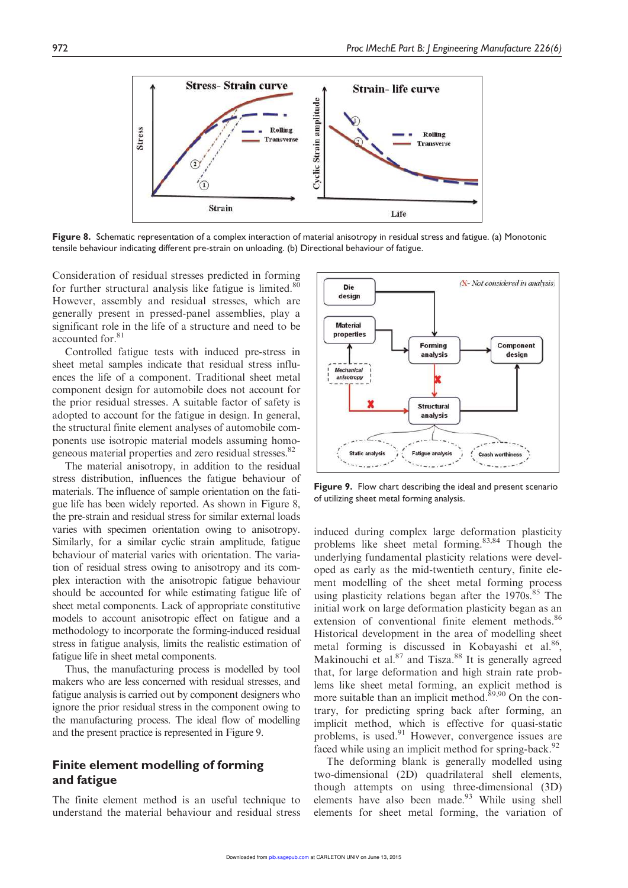**Figure 8.** Schematic representation of a complex interaction of material anisotropy in residual stress and fatigue. (a) Monotonic tensile behaviour indicating different pre-strain on unloading. (b) Directional behaviour of fatigue.

Consideration of residual stresses predicted in forming for further structural analysis like fatigue is limited.[80] However, assembly and residual stresses, which are generally present in pressed-panel assemblies, play a significant role in the life of a structure and need to be accounted for.[81]

Controlled fatigue tests with induced pre-stress in sheet metal samples indicate that residual stress influences the life of a component. Traditional sheet metal component design for automobile does not account for the prior residual stresses. A suitable factor of safety is adopted to account for the fatigue in design. In general, the structural finite element analyses of automobile components use isotropic material models assuming homogeneous material properties and zero residual stresses.[82]

The material anisotropy, in addition to the residual stress distribution, influences the fatigue behaviour of materials. The influence of sample orientation on the fatigue life has been widely reported. As shown in Figure 8, the pre-strain and residual stress for similar external loads varies with specimen orientation owing to anisotropy. Similarly, for a similar cyclic strain amplitude, fatigue behaviour of material varies with orientation. The variation of residual stress owing to anisotropy and its complex interaction with the anisotropic fatigue behaviour should be accounted for while estimating fatigue life of sheet metal components. Lack of appropriate constitutive models to account anisotropic effect on fatigue and a methodology to incorporate the forming-induced residual stress in fatigue analysis, limits the realistic estimation of fatigue life in sheet metal components.

Thus, the manufacturing process is modelled by tool makers who are less concerned with residual stresses, and fatigue analysis is carried out by component designers who ignore the prior residual stress in the component owing to the manufacturing process. The ideal flow of modelling and the present practice is represented in Figure 9.

**Figure 9.** Flow chart describing the ideal and present scenario of utilizing sheet metal forming analysis.

## Finite element modelling of forming and fatigue

The finite element method is an useful technique to understand the material behaviour and residual stress induced during complex large deformation plasticity problems like sheet metal forming.[83,84] Though the underlying fundamental plasticity relations were developed as early as the mid-twentieth century, finite element modelling of the sheet metal forming process using plasticity relations began after the 1970s.[85] The initial work on large deformation plasticity began as an extension of conventional finite element methods.[86] Historical development in the area of modelling sheet metal forming is discussed in Kobayashi et al.[86], Makinouchi et al.[87] and Tisza.[88] It is generally agreed that, for large deformation and high strain rate problems like sheet metal forming, an explicit method is more suitable than an implicit method.[89,90] On the contrary, for predicting spring back after forming, an implicit method, which is effective for quasi-static problems, is used.[91] However, convergence issues are faced while using an implicit method for spring-back.[92]

The deforming blank is generally modelled using two-dimensional (2D) quadrilateral shell elements, though attempts on using three-dimensional (3D) elements have also been made.[93] While using shell elements for sheet metal forming, the variation of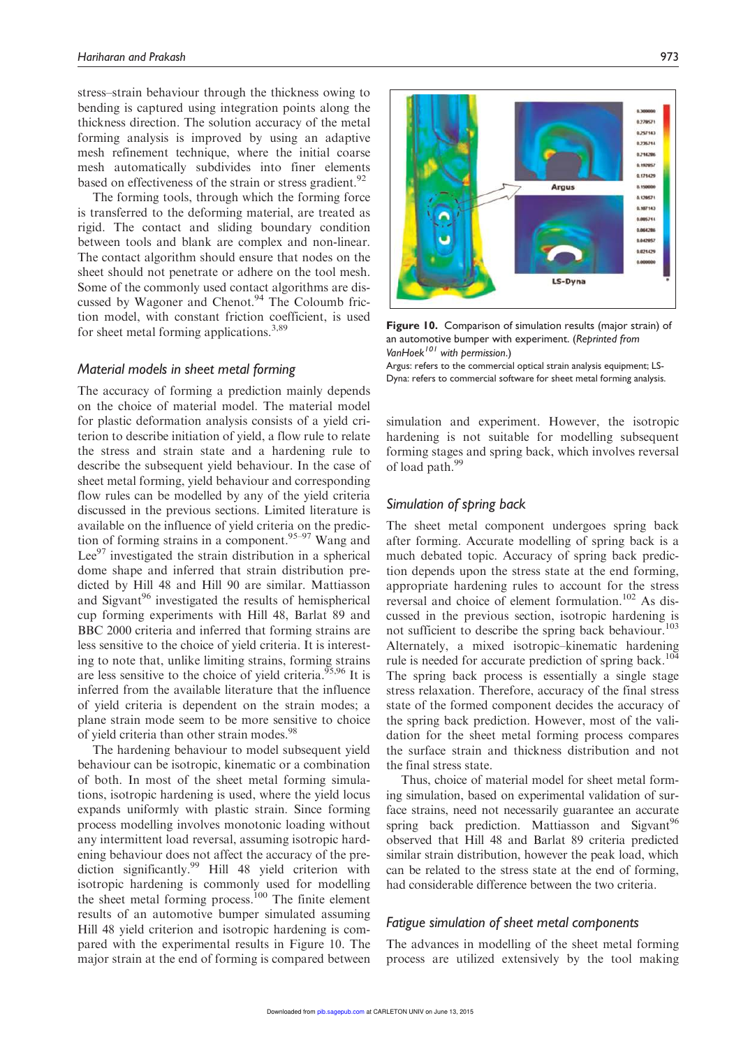stress–strain behaviour through the thickness owing to bending is captured using integration points along the thickness direction. The solution accuracy of the metal forming analysis is improved by using an adaptive mesh refinement technique, where the initial coarse mesh automatically subdivides into finer elements based on effectiveness of the strain or stress gradient.[92]

The forming tools, through which the forming force is transferred to the deforming material, are treated as rigid. The contact and sliding boundary condition between tools and blank are complex and non-linear. The contact algorithm should ensure that nodes on the sheet should not penetrate or adhere on the tool mesh. Some of the commonly used contact algorithms are discussed by Wagoner and Chenot.[94] The Coloumb friction model, with constant friction coefficient, is used for sheet metal forming applications.[3,89]

## Material models in sheet metal forming

The accuracy of forming a prediction mainly depends on the choice of material model. The material model for plastic deformation analysis consists of a yield criterion to describe initiation of yield, a flow rule to relate the stress and strain state and a hardening rule to describe the subsequent yield behaviour. In the case of sheet metal forming, yield behaviour and corresponding flow rules can be modelled by any of the yield criteria discussed in the previous sections. Limited literature is available on the influence of yield criteria on the prediction of forming strains in a component.[95–97] Wang and Lee[97] investigated the strain distribution in a spherical dome shape and inferred that strain distribution predicted by Hill 48 and Hill 90 are similar. Mattiasson and Sigvant[96] investigated the results of hemispherical cup forming experiments with Hill 48, Barlat 89 and BBC 2000 criteria and inferred that forming strains are less sensitive to the choice of yield criteria. It is interesting to note that, unlike limiting strains, forming strains are less sensitive to the choice of yield criteria.[95,96] It is inferred from the available literature that the influence of yield criteria is dependent on the strain modes; a plane strain mode seem to be more sensitive to choice of yield criteria than other strain modes.[98]

The hardening behaviour to model subsequent yield behaviour can be isotropic, kinematic or a combination of both. In most of the sheet metal forming simulations, isotropic hardening is used, where the yield locus expands uniformly with plastic strain. Since forming process modelling involves monotonic loading without any intermittent load reversal, assuming isotropic hardening behaviour does not affect the accuracy of the prediction significantly.[99] Hill 48 yield criterion with isotropic hardening is commonly used for modelling the sheet metal forming process.[100] The finite element results of an automotive bumper simulated assuming Hill 48 yield criterion and isotropic hardening is compared with the experimental results in Figure 10. The major strain at the end of forming is compared between simulation and experiment. However, the isotropic hardening is not suitable for modelling subsequent forming stages and spring back, which involves reversal of load path.[99]

**Figure 10.** Comparison of simulation results (major strain) of an automotive bumper with experiment. (*Reprinted from VanHoek[101] with permission.*)

Argus: refers to the commercial optical strain analysis equipment; LS-Dyna: refers to commercial software for sheet metal forming analysis.

## Simulation of spring back

The sheet metal component undergoes spring back after forming. Accurate modelling of spring back is a much debated topic. Accuracy of spring back prediction depends upon the stress state at the end forming, appropriate hardening rules to account for the stress reversal and choice of element formulation.[102] As discussed in the previous section, isotropic hardening is not sufficient to describe the spring back behaviour.[103] Alternately, a mixed isotropic–kinematic hardening rule is needed for accurate prediction of spring back.[104] The spring back process is essentially a single stage stress relaxation. Therefore, accuracy of the final stress state of the formed component decides the accuracy of the spring back prediction. However, most of the validation for the sheet metal forming process compares the surface strain and thickness distribution and not the final stress state.

Thus, choice of material model for sheet metal forming simulation, based on experimental validation of surface strains, need not necessarily guarantee an accurate spring back prediction. Mattiasson and Sigvant[96] observed that Hill 48 and Barlat 89 criteria predicted similar strain distribution, however the peak load, which can be related to the stress state at the end of forming, had considerable difference between the two criteria.

## Fatigue simulation of sheet metal components

The advances in modelling of the sheet metal forming process are utilized extensively by the tool making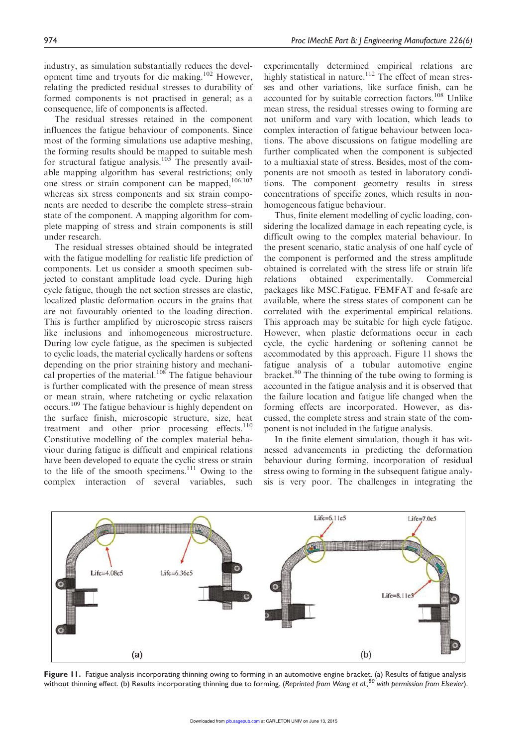industry, as simulation substantially reduces the development time and tryouts for die making.[102] However, relating the predicted residual stresses to durability of formed components is not practised in general; as a consequence, life of components is affected.

The residual stresses retained in the component influences the fatigue behaviour of components. Since most of the forming simulations use adaptive meshing, the forming results should be mapped to suitable mesh for structural fatigue analysis.[105] The presently available mapping algorithm has several restrictions; only one stress or strain component can be mapped,[106,107] whereas six stress components and six strain components are needed to describe the complete stress–strain state of the component. A mapping algorithm for complete mapping of stress and strain components is still under research.

The residual stresses obtained should be integrated with the fatigue modelling for realistic life prediction of components. Let us consider a smooth specimen subjected to constant amplitude load cycle. During high cycle fatigue, though the net section stresses are elastic, localized plastic deformation occurs in the grains that are not favourably oriented to the loading direction. This is further amplified by microscopic stress raisers like inclusions and inhomogeneous microstructure. During low cycle fatigue, as the specimen is subjected to cyclic loads, the material cyclically hardens or softens depending on the prior straining history and mechanical properties of the material.[108] The fatigue behaviour is further complicated with the presence of mean stress or mean strain, where ratcheting or cyclic relaxation occurs.[109] The fatigue behaviour is highly dependent on the surface finish, microscopic structure, size, heat treatment and other prior processing effects.[110] Constitutive modelling of the complex material behaviour during fatigue is difficult and empirical relations have been developed to equate the cyclic stress or strain to the life of the smooth specimens.[111] Owing to the complex interaction of several variables, such experimentally determined empirical relations are highly statistical in nature.[112] The effect of mean stresses and other variations, like surface finish, can be accounted for by suitable correction factors.[108] Unlike mean stress, the residual stresses owing to forming are not uniform and vary with location, which leads to complex interaction of fatigue behaviour between locations. The above discussions on fatigue modelling are further complicated when the component is subjected to a multiaxial state of stress. Besides, most of the components are not smooth as tested in laboratory conditions. The component geometry results in stress concentrations of specific zones, which results in non-homogeneous fatigue behaviour.

Thus, finite element modelling of cyclic loading, considering the localized damage in each repeating cycle, is difficult owing to the complex material behaviour. In the present scenario, static analysis of one half cycle of the component is performed and the stress amplitude obtained is correlated with the stress life or strain life relations obtained experimentally. Commercial packages like MSC.Fatigue, FEMFAT and fe-safe are available, where the stress states of component can be correlated with the experimental empirical relations. This approach may be suitable for high cycle fatigue. However, when plastic deformations occur in each cycle, the cyclic hardening or softening cannot be accommodated by this approach. Figure 11 shows the fatigue analysis of a tubular automotive engine bracket.[80] The thinning of the tube owing to forming is accounted in the fatigue analysis and it is observed that the failure location and fatigue life changed when the forming effects are incorporated. However, as discussed, the complete stress and strain state of the component is not included in the fatigue analysis.

In the finite element simulation, though it has witnessed advancements in predicting the deformation behaviour during forming, incorporation of residual stress owing to forming in the subsequent fatigue analysis is very poor. The challenges in integrating the

**Figure 11.** Fatigue analysis incorporating thinning owing to forming in an automotive engine bracket. (a) Results of fatigue analysis without thinning effect. (b) Results incorporating thinning due to forming. (*Reprinted from Wang et al.,[80] with permission from Elsevier*).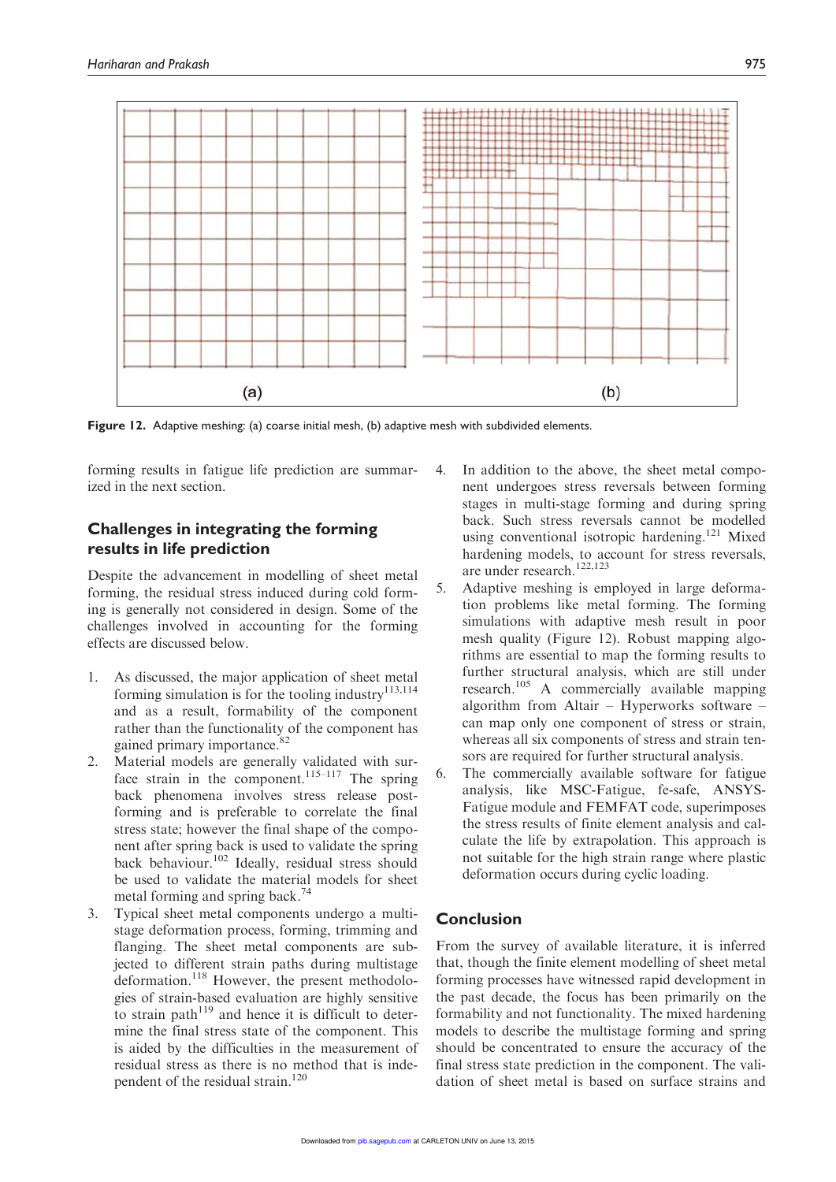Figure 12. Adaptive meshing: (a) coarse initial mesh, (b) adaptive mesh with subdivided elements.

forming results in fatigue life prediction are summarized in the next section.

## Challenges in integrating the forming results in life prediction

Despite the advancement in modelling of sheet metal forming, the residual stress induced during cold forming is generally not considered in design. Some of the challenges involved in accounting for the forming effects are discussed below.

1. As discussed, the major application of sheet metal forming simulation is for the tooling industry[113,114] and as a result, formability of the component rather than the functionality of the component has gained primary importance.[82]
2. Material models are generally validated with surface strain in the component.[115–117] The spring back phenomena involves stress release post-forming and is preferable to correlate the final stress state; however the final shape of the component after spring back is used to validate the spring back behaviour.[102] Ideally, residual stress should be used to validate the material models for sheet metal forming and spring back.[74]
3. Typical sheet metal components undergo a multi-stage deformation process, forming, trimming and flanging. The sheet metal components are subjected to different strain paths during multistage deformation.[118] However, the present methodologies of strain-based evaluation are highly sensitive to strain path[119] and hence it is difficult to determine the final stress state of the component. This is aided by the difficulties in the measurement of residual stress as there is no method that is independent of the residual strain.[120]
4. In addition to the above, the sheet metal component undergoes stress reversals between forming stages in multi-stage forming and during spring back. Such stress reversals cannot be modelled using conventional isotropic hardening.[121] Mixed hardening models, to account for stress reversals, are under research.[122,123]
5. Adaptive meshing is employed in large deformation problems like metal forming. The forming simulations with adaptive mesh result in poor mesh quality (Figure 12). Robust mapping algorithms are essential to map the forming results to further structural analysis, which are still under research.[105] A commercially available mapping algorithm from Altair – Hyperworks software – can map only one component of stress or strain, whereas all six components of stress and strain tensors are required for further structural analysis.
6. The commercially available software for fatigue analysis, like MSC-Fatigue, fe-safe, ANSYS-Fatigue module and FEMFAT code, superimposes the stress results of finite element analysis and calculate the life by extrapolation. This approach is not suitable for the high strain range where plastic deformation occurs during cyclic loading.

## Conclusion

From the survey of available literature, it is inferred that, though the finite element modelling of sheet metal forming processes have witnessed rapid development in the past decade, the focus has been primarily on the formability and not functionality. The mixed hardening models to describe the multistage forming and spring should be concentrated to ensure the accuracy of the final stress state prediction in the component. The validation of sheet metal is based on surface strains and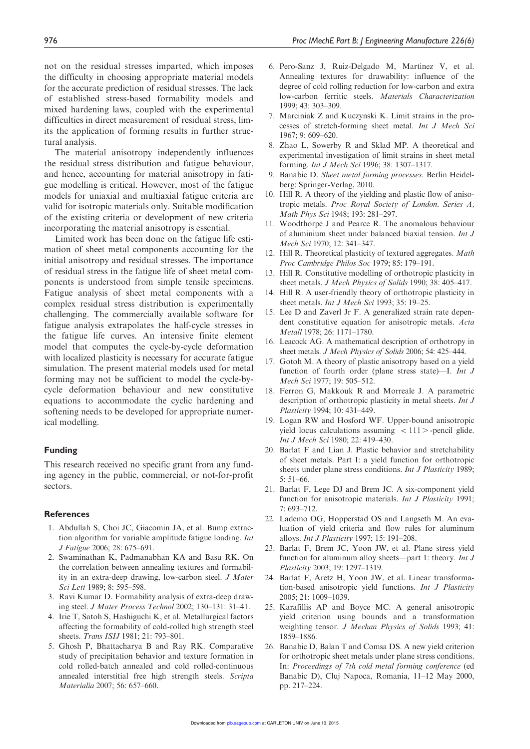not on the residual stresses imparted, which imposes the difficulty in choosing appropriate material models for the accurate prediction of residual stresses. The lack of established stress-based formability models and mixed hardening laws, coupled with the experimental difficulties in direct measurement of residual stress, limits the application of forming results in further structural analysis.

The material anisotropy independently influences the residual stress distribution and fatigue behaviour, and hence, accounting for material anisotropy in fatigue modelling is critical. However, most of the fatigue models for uniaxial and multiaxial fatigue criteria are valid for isotropic materials only. Suitable modification of the existing criteria or development of new criteria incorporating the material anisotropy is essential.

Limited work has been done on the fatigue life estimation of sheet metal components accounting for the initial anisotropy and residual stresses. The importance of residual stress in the fatigue life of sheet metal components is understood from simple tensile specimens. Fatigue analysis of sheet metal components with a complex residual stress distribution is experimentally challenging. The commercially available software for fatigue analysis extrapolates the half-cycle stresses in the fatigue life curves. An intensive finite element model that computes the cycle-by-cycle deformation with localized plasticity is necessary for accurate fatigue simulation. The present material models used for metal forming may not be sufficient to model the cycle-by-cycle deformation behaviour and new constitutive equations to accommodate the cyclic hardening and softening needs to be developed for appropriate numerical modelling.

## Funding

This research received no specific grant from any funding agency in the public, commercial, or not-for-profit sectors.

## References

1. Abdullah S, Choi JC, Giacomin JA, et al. Bump extraction algorithm for variable amplitude fatigue loading. *Int J Fatigue* 2006; 28: 675–691.
2. Swaminathan K, Padmanabhan KA and Basu RK. On the correlation between annealing textures and formability in an extra-deep drawing, low-carbon steel. *J Mater Sci Lett* 1989; 8: 595–598.
3. Ravi Kumar D. Formability analysis of extra-deep drawing steel. *J Mater Process Technol* 2002; 130–131: 31–41.
4. Irie T, Satoh S, Hashiguchi K, et al. Metallurgical factors affecting the formability of cold-rolled high strength steel sheets. *Trans ISIJ* 1981; 21: 793–801.
5. Ghosh P, Bhattacharya B and Ray RK. Comparative study of precipitation behavior and texture formation in cold rolled-batch annealed and cold rolled-continuous annealed interstitial free high strength steels. *Scripta Materialia* 2007; 56: 657–660.
6. Pero-Sanz J, Ruiz-Delgado M, Martinez V, et al. Annealing textures for drawability: influence of the degree of cold rolling reduction for low-carbon and extra low-carbon ferritic steels. *Materials Characterization* 1999; 43: 303–309.
7. Marciniak Z and Kuczynski K. Limit strains in the processes of stretch-forming sheet metal. *Int J Mech Sci* 1967; 9: 609–620.
8. Zhao L, Sowerby R and Sklad MP. A theoretical and experimental investigation of limit strains in sheet metal forming. *Int J Mech Sci* 1996; 38: 1307–1317.
9. Banabic D. *Sheet metal forming processes*. Berlin Heidelberg: Springer-Verlag, 2010.
10. Hill R. A theory of the yielding and plastic flow of anisotropic metals. *Proc Royal Society of London. Series A, Math Phys Sci* 1948; 193: 281–297.
11. Woodthorpe J and Pearce R. The anomalous behaviour of aluminium sheet under balanced biaxial tension. *Int J Mech Sci* 1970; 12: 341–347.
12. Hill R. Theoretical plasticity of textured aggregates. *Math Proc Cambridge Philos Soc* 1979; 85: 179–191.
13. Hill R. Constitutive modelling of orthotropic plasticity in sheet metals. *J Mech Physics of Solids* 1990; 38: 405–417.
14. Hill R. A user-friendly theory of orthotropic plasticity in sheet metals. *Int J Mech Sci* 1993; 35: 19–25.
15. Lee D and Zaverl Jr F. A generalized strain rate dependent constitutive equation for anisotropic metals. *Acta Metall* 1978; 26: 1171–1780.
16. Leacock AG. A mathematical description of orthotropy in sheet metals. *J Mech Physics of Solids* 2006; 54: 425–444.
17. Gotoh M. A theory of plastic anisotropy based on a yield function of fourth order (plane stress state)—I. *Int J Mech Sci* 1977; 19: 505–512.
18. Ferron G, Makkouk R and Morreale J. A parametric description of orthotropic plasticity in metal sheets. *Int J Plasticity* 1994; 10: 431–449.
19. Logan RW and Hosford WF. Upper-bound anisotropic yield locus calculations assuming <111>-pencil glide. *Int J Mech Sci* 1980; 22: 419–430.
20. Barlat F and Lian J. Plastic behavior and stretchability of sheet metals. Part I: a yield function for orthotropic sheets under plane stress conditions. *Int J Plasticity* 1989; 5: 51–66.
21. Barlat F, Lege DJ and Brem JC. A six-component yield function for anisotropic materials. *Int J Plasticity* 1991; 7: 693–712.
22. Lademo OG, Hopperstad OS and Langseth M. An evaluation of yield criteria and flow rules for aluminum alloys. *Int J Plasticity* 1997; 15: 191–208.
23. Barlat F, Brem JC, Yoon JW, et al. Plane stress yield function for aluminum alloy sheets—part 1: theory. *Int J Plasticity* 2003; 19: 1297–1319.
24. Barlat F, Aretz H, Yoon JW, et al. Linear transformation-based anisotropic yield functions. *Int J Plasticity* 2005; 21: 1009–1039.
25. Karafillis AP and Boyce MC. A general anisotropic yield criterion using bounds and a transformation weighting tensor. *J Mechan Physics of Solids* 1993; 41: 1859–1886.
26. Banabic D, Balan T and Comsa DS. A new yield criterion for orthotropic sheet metals under plane stress conditions. In: *Proceedings of 7th cold metal forming conference* (ed Banabic D), Cluj Napoca, Romania, 11–12 May 2000, pp. 217–224.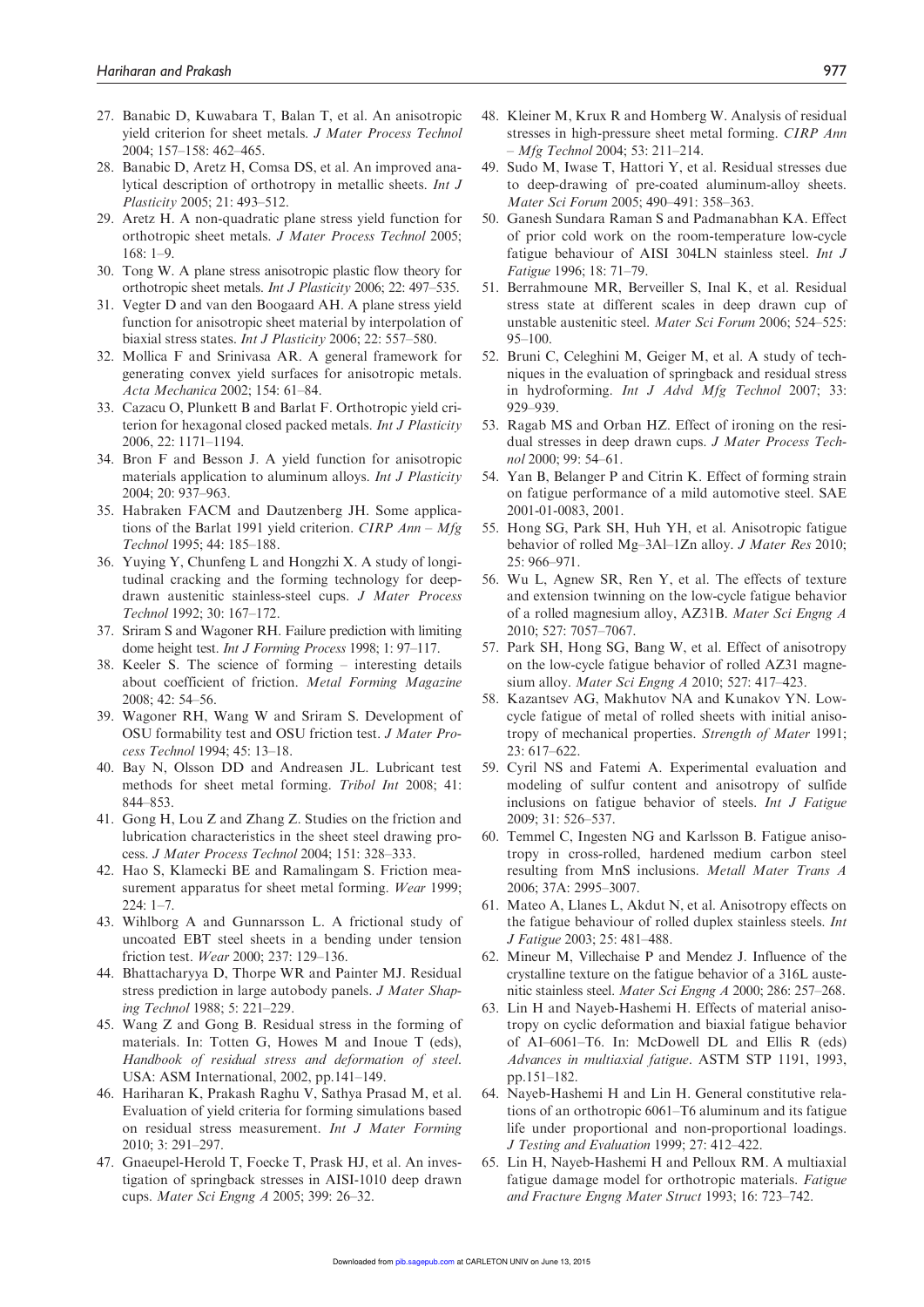27. Banabic D, Kuwabara T, Balan T, et al. An anisotropic yield criterion for sheet metals. *J Mater Process Technol* 2004; 157–158: 462–465.
28. Banabic D, Aretz H, Comsa DS, et al. An improved analytical description of orthotropy in metallic sheets. *Int J Plasticity* 2005; 21: 493–512.
29. Aretz H. A non-quadratic plane stress yield function for orthotropic sheet metals. *J Mater Process Technol* 2005; 168: 1–9.
30. Tong W. A plane stress anisotropic plastic flow theory for orthotropic sheet metals. *Int J Plasticity* 2006; 22: 497–535.
31. Vegter D and van den Boogaard AH. A plane stress yield function for anisotropic sheet material by interpolation of biaxial stress states. *Int J Plasticity* 2006; 22: 557–580.
32. Mollica F and Srinivasa AR. A general framework for generating convex yield surfaces for anisotropic metals. *Acta Mechanica* 2002; 154: 61–84.
33. Cazacu O, Plunkett B and Barlat F. Orthotropic yield criterion for hexagonal closed packed metals. *Int J Plasticity* 2006, 22: 1171–1194.
34. Bron F and Besson J. A yield function for anisotropic materials application to aluminum alloys. *Int J Plasticity* 2004; 20: 937–963.
35. Habraken FACM and Dautzenberg JH. Some applications of the Barlat 1991 yield criterion. *CIRP Ann – Mfg Technol* 1995; 44: 185–188.
36. Yuying Y, Chunfeng L and Hongzhi X. A study of longitudinal cracking and the forming technology for deep-drawn austenitic stainless-steel cups. *J Mater Process Technol* 1992; 30: 167–172.
37. Sriram S and Wagoner RH. Failure prediction with limiting dome height test. *Int J Forming Process* 1998; 1: 97–117.
38. Keeler S. The science of forming – interesting details about coefficient of friction. *Metal Forming Magazine* 2008; 42: 54–56.
39. Wagoner RH, Wang W and Sriram S. Development of OSU formability test and OSU friction test. *J Mater Process Technol* 1994; 45: 13–18.
40. Bay N, Olsson DD and Andreasen JL. Lubricant test methods for sheet metal forming. *Tribol Int* 2008; 41: 844–853.
41. Gong H, Lou Z and Zhang Z. Studies on the friction and lubrication characteristics in the sheet steel drawing process. *J Mater Process Technol* 2004; 151: 328–333.
42. Hao S, Klamecki BE and Ramalingam S. Friction measurement apparatus for sheet metal forming. *Wear* 1999; 224: 1–7.
43. Wihlborg A and Gunnarsson L. A frictional study of uncoated EBT steel sheets in a bending under tension friction test. *Wear* 2000; 237: 129–136.
44. Bhattacharyya D, Thorpe WR and Painter MJ. Residual stress prediction in large autobody panels. *J Mater Shaping Technol* 1988; 5: 221–229.
45. Wang Z and Gong B. Residual stress in the forming of materials. In: Totten G, Howes M and Inoue T (eds), *Handbook of residual stress and deformation of steel*. USA: ASM International, 2002, pp.141–149.
46. Hariharan K, Prakash Raghu V, Sathya Prasad M, et al. Evaluation of yield criteria for forming simulations based on residual stress measurement. *Int J Mater Forming* 2010; 3: 291–297.
47. Gnaeupel-Herold T, Foecke T, Prask HJ, et al. An investigation of springback stresses in AISI-1010 deep drawn cups. *Mater Sci Engng A* 2005; 399: 26–32.
48. Kleiner M, Krux R and Homberg W. Analysis of residual stresses in high-pressure sheet metal forming. *CIRP Ann – Mfg Technol* 2004; 53: 211–214.
49. Sudo M, Iwase T, Hattori Y, et al. Residual stresses due to deep-drawing of pre-coated aluminum-alloy sheets. *Mater Sci Forum* 2005; 490–491: 358–363.
50. Ganesh Sundara Raman S and Padmanabhan KA. Effect of prior cold work on the room-temperature low-cycle fatigue behaviour of AISI 304LN stainless steel. *Int J Fatigue* 1996; 18: 71–79.
51. Berrahmoune MR, Berveiller S, Inal K, et al. Residual stress state at different scales in deep drawn cup of unstable austenitic steel. *Mater Sci Forum* 2006; 524–525: 95–100.
52. Bruni C, Celeghini M, Geiger M, et al. A study of techniques in the evaluation of springback and residual stress in hydroforming. *Int J Advd Mfg Technol* 2007; 33: 929–939.
53. Ragab MS and Orban HZ. Effect of ironing on the residual stresses in deep drawn cups. *J Mater Process Technol* 2000; 99: 54–61.
54. Yan B, Belanger P and Citrin K. Effect of forming strain on fatigue performance of a mild automotive steel. SAE 2001-01-0083, 2001.
55. Hong SG, Park SH, Huh YH, et al. Anisotropic fatigue behavior of rolled Mg–3Al–1Zn alloy. *J Mater Res* 2010; 25: 966–971.
56. Wu L, Agnew SR, Ren Y, et al. The effects of texture and extension twinning on the low-cycle fatigue behavior of a rolled magnesium alloy, AZ31B. *Mater Sci Engng A* 2010; 527: 7057–7067.
57. Park SH, Hong SG, Bang W, et al. Effect of anisotropy on the low-cycle fatigue behavior of rolled AZ31 magnesium alloy. *Mater Sci Engng A* 2010; 527: 417–423.
58. Kazantsev AG, Makhutov NA and Kunakov YN. Low-cycle fatigue of metal of rolled sheets with initial anisotropy of mechanical properties. *Strength of Mater* 1991; 23: 617–622.
59. Cyril NS and Fatemi A. Experimental evaluation and modeling of sulfur content and anisotropy of sulfide inclusions on fatigue behavior of steels. *Int J Fatigue* 2009; 31: 526–537.
60. Temmel C, Ingesten NG and Karlsson B. Fatigue anisotropy in cross-rolled, hardened medium carbon steel resulting from MnS inclusions. *Metall Mater Trans A* 2006; 37A: 2995–3007.
61. Mateo A, Llanes L, Akdut N, et al. Anisotropy effects on the fatigue behaviour of rolled duplex stainless steels. *Int J Fatigue* 2003; 25: 481–488.
62. Mineur M, Villechaise P and Mendez J. Influence of the crystalline texture on the fatigue behavior of a 316L austenitic stainless steel. *Mater Sci Engng A* 2000; 286: 257–268.
63. Lin H and Nayeb-Hashemi H. Effects of material anisotropy on cyclic deformation and biaxial fatigue behavior of Al–6061–T6. In: McDowell DL and Ellis R (eds) *Advances in multiaxial fatigue*. ASTM STP 1191, 1993, pp.151–182.
64. Nayeb-Hashemi H and Lin H. General constitutive relations of an orthotropic 6061–T6 aluminum and its fatigue life under proportional and non-proportional loadings. *J Testing and Evaluation* 1999; 27: 412–422.
65. Lin H, Nayeb-Hashemi H and Pelloux RM. A multiaxial fatigue damage model for orthotropic materials. *Fatigue and Fracture Engng Mater Struct* 1993; 16: 723–742.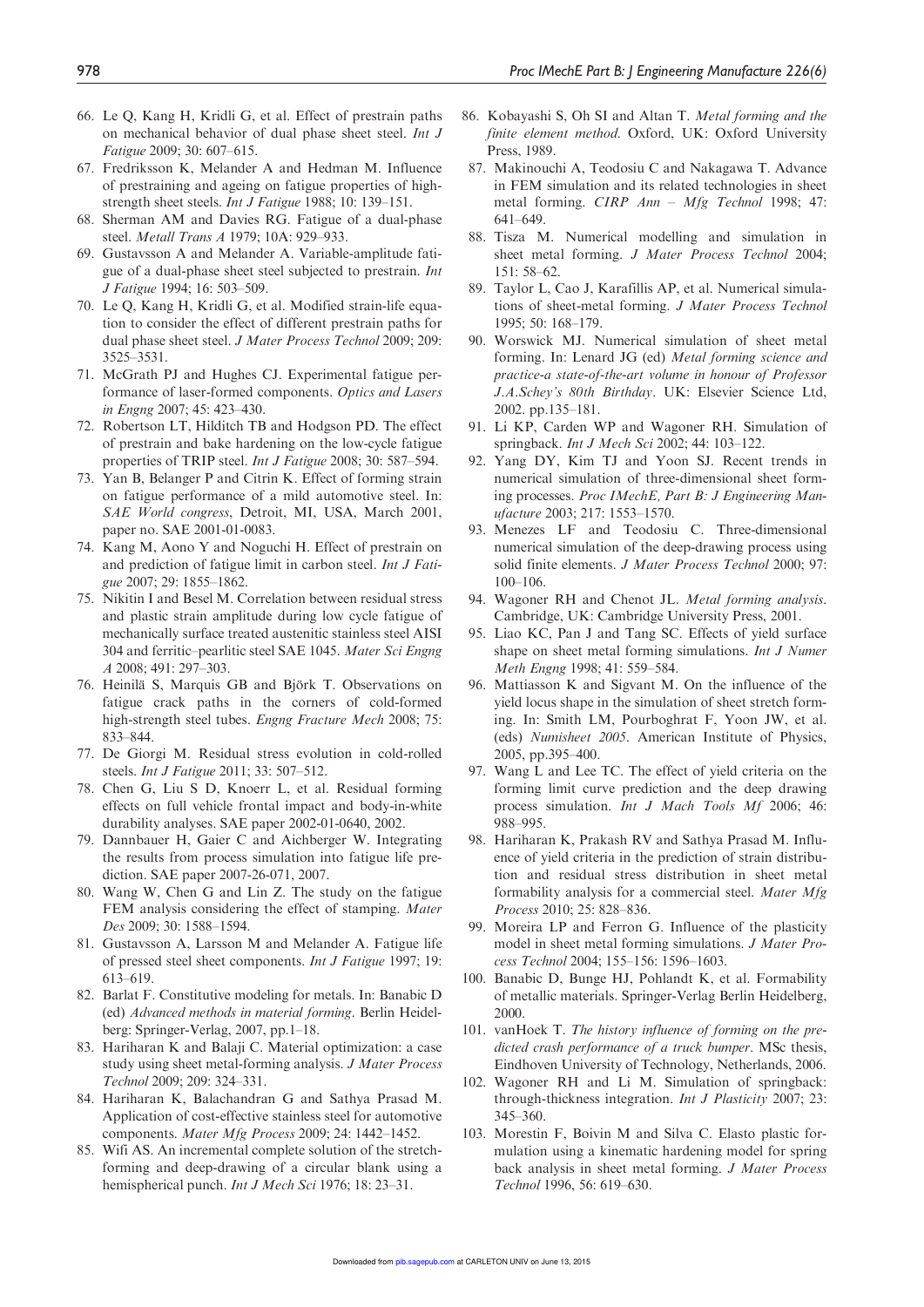66. Le Q, Kang H, Kridli G, et al. Effect of prestrain paths on mechanical behavior of dual phase sheet steel. *Int J Fatigue* 2009; 30: 607–615.
67. Fredriksson K, Melander A and Hedman M. Influence of prestraining and ageing on fatigue properties of high-strength sheet steels. *Int J Fatigue* 1988; 10: 139–151.
68. Sherman AM and Davies RG. Fatigue of a dual-phase steel. *Metall Trans A* 1979; 10A: 929–933.
69. Gustavsson A and Melander A. Variable-amplitude fatigue of a dual-phase sheet steel subjected to prestrain. *Int J Fatigue* 1994; 16: 503–509.
70. Le Q, Kang H, Kridli G, et al. Modified strain-life equation to consider the effect of different prestrain paths for dual phase sheet steel. *J Mater Process Technol* 2009; 209: 3525–3531.
71. McGrath PJ and Hughes CJ. Experimental fatigue performance of laser-formed components. *Optics and Lasers in Engng* 2007; 45: 423–430.
72. Robertson LT, Hilditch TB and Hodgson PD. The effect of prestrain and bake hardening on the low-cycle fatigue properties of TRIP steel. *Int J Fatigue* 2008; 30: 587–594.
73. Yan B, Belanger P and Citrin K. Effect of forming strain on fatigue performance of a mild automotive steel. In: *SAE World congress*, Detroit, MI, USA, March 2001, paper no. SAE 2001-01-0083.
74. Kang M, Aono Y and Noguchi H. Effect of prestrain on and prediction of fatigue limit in carbon steel. *Int J Fatigue* 2007; 29: 1855–1862.
75. Nikitin I and Besel M. Correlation between residual stress and plastic strain amplitude during low cycle fatigue of mechanically surface treated austenitic stainless steel AISI 304 and ferritic–pearlitic steel SAE 1045. *Mater Sci Engng A* 2008; 491: 297–303.
76. Heinilä S, Marquis GB and Björk T. Observations on fatigue crack paths in the corners of cold-formed high-strength steel tubes. *Engng Fracture Mech* 2008; 75: 833–844.
77. De Giorgi M. Residual stress evolution in cold-rolled steels. *Int J Fatigue* 2011; 33: 507–512.
78. Chen G, Liu S D, Knoerr L, et al. Residual forming effects on full vehicle frontal impact and body-in-white durability analyses. SAE paper 2002-01-0640, 2002.
79. Dannbauer H, Gaier C and Aichberger W. Integrating the results from process simulation into fatigue life prediction. SAE paper 2007-26-071, 2007.
80. Wang W, Chen G and Lin Z. The study on the fatigue FEM analysis considering the effect of stamping. *Mater Des* 2009; 30: 1588–1594.
81. Gustavsson A, Larsson M and Melander A. Fatigue life of pressed steel sheet components. *Int J Fatigue* 1997; 19: 613–619.
82. Barlat F. Constitutive modeling for metals. In: Banabic D (ed) *Advanced methods in material forming*. Berlin Heidelberg: Springer-Verlag, 2007, pp.1–18.
83. Hariharan K and Balaji C. Material optimization: a case study using sheet metal-forming analysis. *J Mater Process Technol* 2009; 209: 324–331.
84. Hariharan K, Balachandran G and Sathya Prasad M. Application of cost-effective stainless steel for automotive components. *Mater Mfg Process* 2009; 24: 1442–1452.
85. Wifi AS. An incremental complete solution of the stretch-forming and deep-drawing of a circular blank using a hemispherical punch. *Int J Mech Sci* 1976; 18: 23–31.
86. Kobayashi S, Oh SI and Altan T. *Metal forming and the finite element method*. Oxford, UK: Oxford University Press, 1989.
87. Makinouchi A, Teodosiu C and Nakagawa T. Advance in FEM simulation and its related technologies in sheet metal forming. *CIRP Ann – Mfg Technol* 1998; 47: 641–649.
88. Tisza M. Numerical modelling and simulation in sheet metal forming. *J Mater Process Technol* 2004; 151: 58–62.
89. Taylor L, Cao J, Karafillis AP, et al. Numerical simulations of sheet-metal forming. *J Mater Process Technol* 1995; 50: 168–179.
90. Worswick MJ. Numerical simulation of sheet metal forming. In: Lenard JG (ed) *Metal forming science and practice-a state-of-the-art volume in honour of Professor J.A.Schey's 80th Birthday*. UK: Elsevier Science Ltd, 2002. pp.135–181.
91. Li KP, Carden WP and Wagoner RH. Simulation of springback. *Int J Mech Sci* 2002; 44: 103–122.
92. Yang DY, Kim TJ and Yoon SJ. Recent trends in numerical simulation of three-dimensional sheet forming processes. *Proc IMechE, Part B: J Engineering Manufacture* 2003; 217: 1553–1570.
93. Menezes LF and Teodosiu C. Three-dimensional numerical simulation of the deep-drawing process using solid finite elements. *J Mater Process Technol* 2000; 97: 100–106.
94. Wagoner RH and Chenot JL. *Metal forming analysis*. Cambridge, UK: Cambridge University Press, 2001.
95. Liao KC, Pan J and Tang SC. Effects of yield surface shape on sheet metal forming simulations. *Int J Numer Meth Engng* 1998; 41: 559–584.
96. Mattiasson K and Sigvant M. On the influence of the yield locus shape in the simulation of sheet stretch forming. In: Smith LM, Pourboghrat F, Yoon JW, et al. (eds) *Numisheet 2005*. American Institute of Physics, 2005, pp.395–400.
97. Wang L and Lee TC. The effect of yield criteria on the forming limit curve prediction and the deep drawing process simulation. *Int J Mach Tools Mf* 2006; 46: 988–995.
98. Hariharan K, Prakash RV and Sathya Prasad M. Influence of yield criteria in the prediction of strain distribution and residual stress distribution in sheet metal formability analysis for a commercial steel. *Mater Mfg Process* 2010; 25: 828–836.
99. Moreira LP and Ferron G. Influence of the plasticity model in sheet metal forming simulations. *J Mater Process Technol* 2004; 155–156: 1596–1603.
100. Banabic D, Bunge HJ, Pohlandt K, et al. Formability of metallic materials. Springer-Verlag Berlin Heidelberg, 2000.
101. vanHoek T. *The history influence of forming on the predicted crash performance of a truck bumper*. MSc thesis, Eindhoven University of Technology, Netherlands, 2006.
102. Wagoner RH and Li M. Simulation of springback: through-thickness integration. *Int J Plasticity* 2007; 23: 345–360.
103. Morestin F, Boivin M and Silva C. Elasto plastic formulation using a kinematic hardening model for spring back analysis in sheet metal forming. *J Mater Process Technol* 1996, 56: 619–630.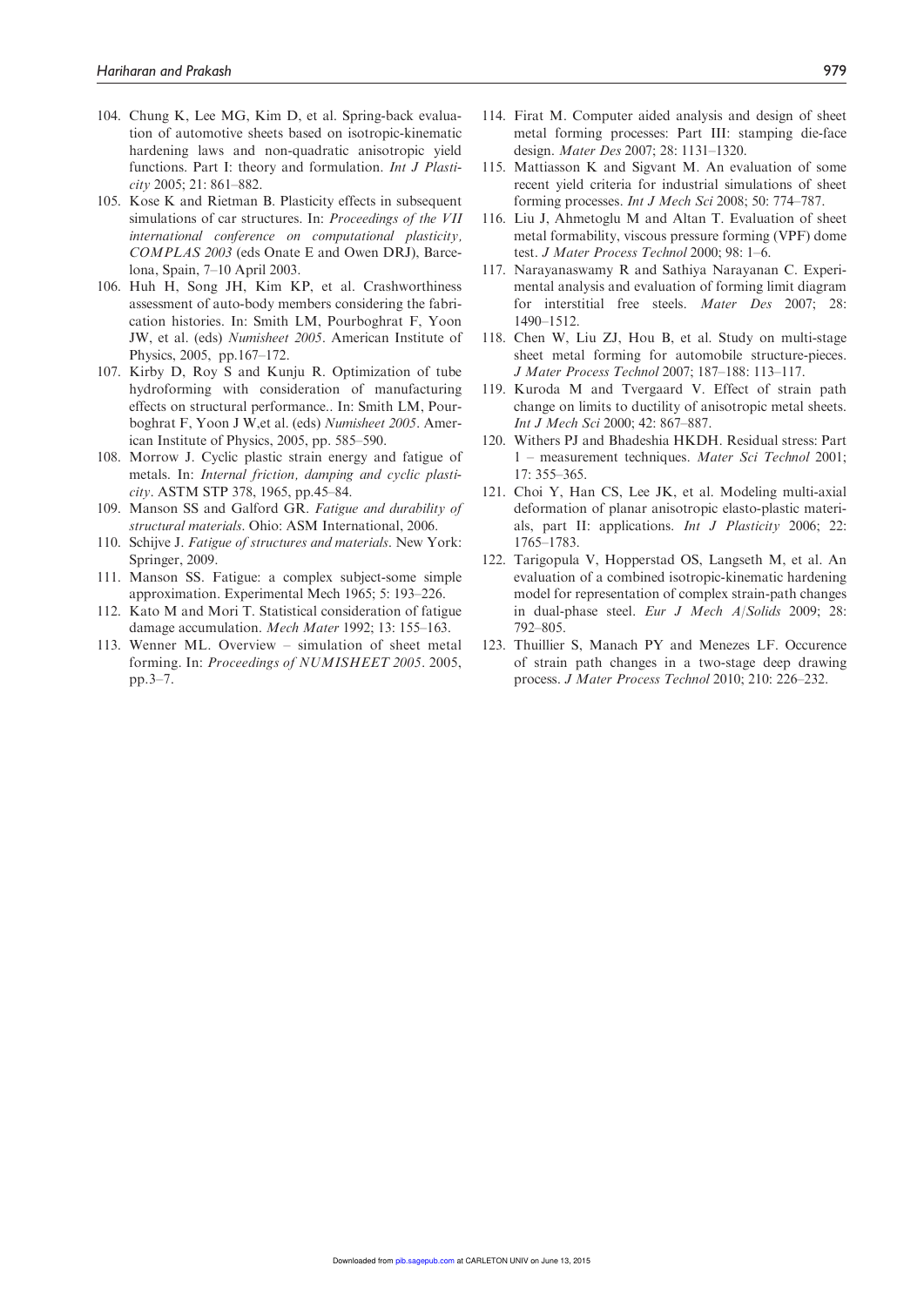104. Chung K, Lee MG, Kim D, et al. Spring-back evaluation of automotive sheets based on isotropic-kinematic hardening laws and non-quadratic anisotropic yield functions. Part I: theory and formulation. *Int J Plasticity* 2005; 21: 861–882.
105. Kose K and Rietman B. Plasticity effects in subsequent simulations of car structures. In: *Proceedings of the VII international conference on computational plasticity, COMPLAS 2003* (eds Onate E and Owen DRJ), Barcelona, Spain, 7–10 April 2003.
106. Huh H, Song JH, Kim KP, et al. Crashworthiness assessment of auto-body members considering the fabrication histories. In: Smith LM, Pourboghrat F, Yoon JW, et al. (eds) *Numisheet 2005*. American Institute of Physics, 2005, pp.167–172.
107. Kirby D, Roy S and Kunju R. Optimization of tube hydroforming with consideration of manufacturing effects on structural performance.. In: Smith LM, Pourboghrat F, Yoon J W,et al. (eds) *Numisheet 2005*. American Institute of Physics, 2005, pp. 585–590.
108. Morrow J. Cyclic plastic strain energy and fatigue of metals. In: *Internal friction, damping and cyclic plasticity*. ASTM STP 378, 1965, pp.45–84.
109. Manson SS and Galford GR. *Fatigue and durability of structural materials*. Ohio: ASM International, 2006.
110. Schijve J. *Fatigue of structures and materials*. New York: Springer, 2009.
111. Manson SS. Fatigue: a complex subject-some simple approximation. Experimental Mech 1965; 5: 193–226.
112. Kato M and Mori T. Statistical consideration of fatigue damage accumulation. *Mech Mater* 1992; 13: 155–163.
113. Wenner ML. Overview – simulation of sheet metal forming. In: *Proceedings of NUMISHEET 2005*. 2005, pp.3–7.
114. Firat M. Computer aided analysis and design of sheet metal forming processes: Part III: stamping die-face design. *Mater Des* 2007; 28: 1131–1320.
115. Mattiasson K and Sigvant M. An evaluation of some recent yield criteria for industrial simulations of sheet forming processes. *Int J Mech Sci* 2008; 50: 774–787.
116. Liu J, Ahmetoglu M and Altan T. Evaluation of sheet metal formability, viscous pressure forming (VPF) dome test. *J Mater Process Technol* 2000; 98: 1–6.
117. Narayanaswamy R and Sathiya Narayanan C. Experimental analysis and evaluation of forming limit diagram for interstitial free steels. *Mater Des* 2007; 28: 1490–1512.
118. Chen W, Liu ZJ, Hou B, et al. Study on multi-stage sheet metal forming for automobile structure-pieces. *J Mater Process Technol* 2007; 187–188: 113–117.
119. Kuroda M and Tvergaard V. Effect of strain path change on limits to ductility of anisotropic metal sheets. *Int J Mech Sci* 2000; 42: 867–887.
120. Withers PJ and Bhadeshia HKDH. Residual stress: Part 1 – measurement techniques. *Mater Sci Technol* 2001; 17: 355–365.
121. Choi Y, Han CS, Lee JK, et al. Modeling multi-axial deformation of planar anisotropic elasto-plastic materials, part II: applications. *Int J Plasticity* 2006; 22: 1765–1783.
122. Tarigopula V, Hopperstad OS, Langseth M, et al. An evaluation of a combined isotropic-kinematic hardening model for representation of complex strain-path changes in dual-phase steel. *Eur J Mech A/Solids* 2009; 28: 792–805.
123. Thuillier S, Manach PY and Menezes LF. Occurence of strain path changes in a two-stage deep drawing process. *J Mater Process Technol* 2010; 210: 226–232.